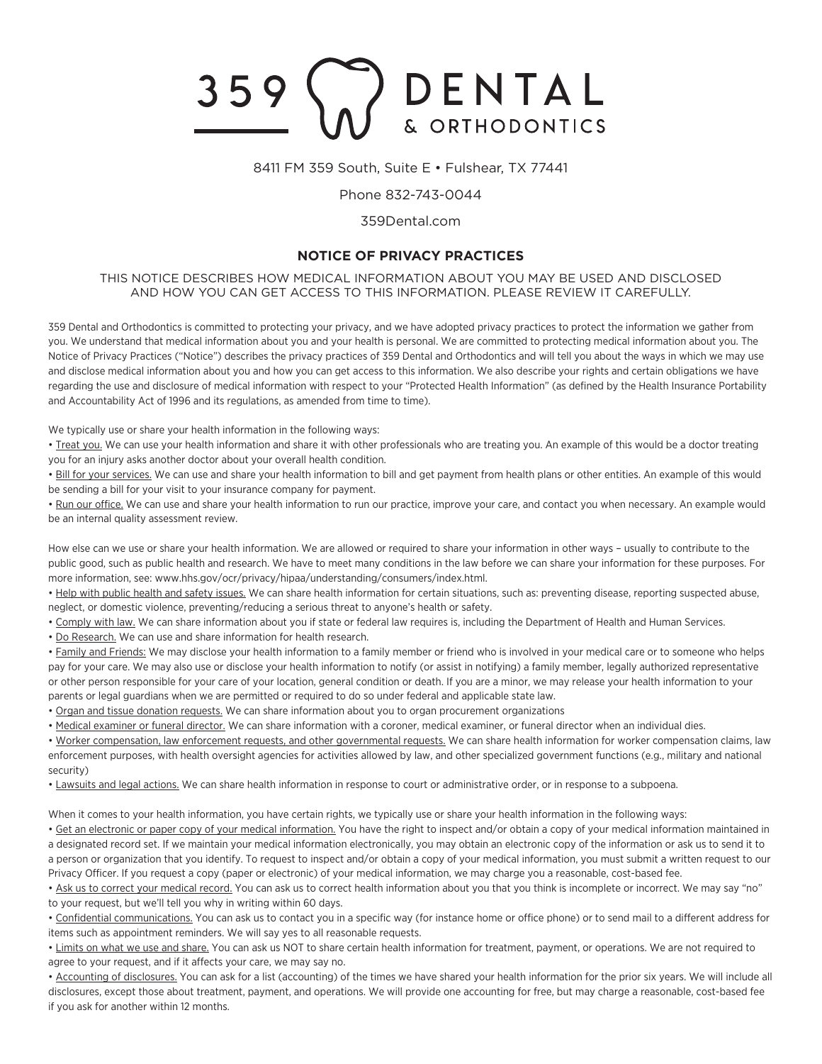# 359 DENTAL & ORTHODONTICS

8411 FM 359 South, Suite E • Fulshear, TX 77441

Phone 832-743-0044

359Dental.com

## NOTICE OF PRIVACY PRACTICES

THIS NOTICE DESCRIBES HOW MEDICAL INFORMATION ABOUT YOU MAY BE USED AND DISCLOSED AND HOW YOU CAN GET ACCESS TO THIS INFORMATION. PLEASE REVIEW IT CAREFULLY.

359 Dental and Orthodontics is committed to protecting your privacy, and we have adopted privacy practices to protect the information we gather from you. We understand that medical information about you and your health is personal. We are committed to protecting medical information about you. The Notice of Privacy Practices ("Notice") describes the privacy practices of 359 Dental and Orthodontics and will tell you about the ways in which we may use and disclose medical information about you and how you can get access to this information. We also describe your rights and certain obligations we have regarding the use and disclosure of medical information with respect to your "Protected Health Information" (as defined by the Health Insurance Portability and Accountability Act of 1996 and its regulations, as amended from time to time).

We typically use or share your health information in the following ways:

- Treat you. We can use your health information and share it with other professionals who are treating you. An example of this would be a doctor treating you for an injury asks another doctor about your overall health condition.
- Bill for your services. We can use and share your health information to bill and get payment from health plans or other entities. An example of this would be sending a bill for your visit to your insurance company for payment.
- Run our office. We can use and share your health information to run our practice, improve your care, and contact you when necessary. An example would be an internal quality assessment review.

How else can we use or share your health information. We are allowed or required to share your information in other ways – usually to contribute to the public good, such as public health and research. We have to meet many conditions in the law before we can share your information for these purposes. For more information, see: www.hhs.gov/ocr/privacy/hipaa/understanding/consumers/index.html.

- Help with public health and safety issues. We can share health information for certain situations, such as: preventing disease, reporting suspected abuse, neglect, or domestic violence, preventing/reducing a serious threat to anyone's health or safety.
- Comply with law. We can share information about you if state or federal law requires is, including the Department of Health and Human Services.
- Do Research. We can use and share information for health research.
- Family and Friends: We may disclose your health information to a family member or friend who is involved in your medical care or to someone who helps pay for your care. We may also use or disclose your health information to notify (or assist in notifying) a family member, legally authorized representative or other person responsible for your care of your location, general condition or death. If you are a minor, we may release your health information to your parents or legal guardians when we are permitted or required to do so under federal and applicable state law.
- Organ and tissue donation requests. We can share information about you to organ procurement organizations
- Medical examiner or funeral director. We can share information with a coroner, medical examiner, or funeral director when an individual dies.
- Worker compensation, law enforcement requests, and other governmental requests. We can share health information for worker compensation claims, law enforcement purposes, with health oversight agencies for activities allowed by law, and other specialized government functions (e.g., military and national security)
- Lawsuits and legal actions. We can share health information in response to court or administrative order, or in response to a subpoena.

When it comes to your health information, you have certain rights, we typically use or share your health information in the following ways:

- Get an electronic or paper copy of your medical information. You have the right to inspect and/or obtain a copy of your medical information maintained in a designated record set. If we maintain your medical information electronically, you may obtain an electronic copy of the information or ask us to send it to a person or organization that you identify. To request to inspect and/or obtain a copy of your medical information, you must submit a written request to our Privacy Officer. If you request a copy (paper or electronic) of your medical information, we may charge you a reasonable, cost-based fee.
- Ask us to correct your medical record. You can ask us to correct health information about you that you think is incomplete or incorrect. We may say "no" to your request, but we'll tell you why in writing within 60 days.
- Confidential communications. You can ask us to contact you in a specific way (for instance home or office phone) or to send mail to a different address for items such as appointment reminders. We will say yes to all reasonable requests.
- Limits on what we use and share. You can ask us NOT to share certain health information for treatment, payment, or operations. We are not required to agree to your request, and if it affects your care, we may say no.
- Accounting of disclosures. You can ask for a list (accounting) of the times we have shared your health information for the prior six years. We will include all disclosures, except those about treatment, payment, and operations. We will provide one accounting for free, but may charge a reasonable, cost-based fee if you ask for another within 12 months.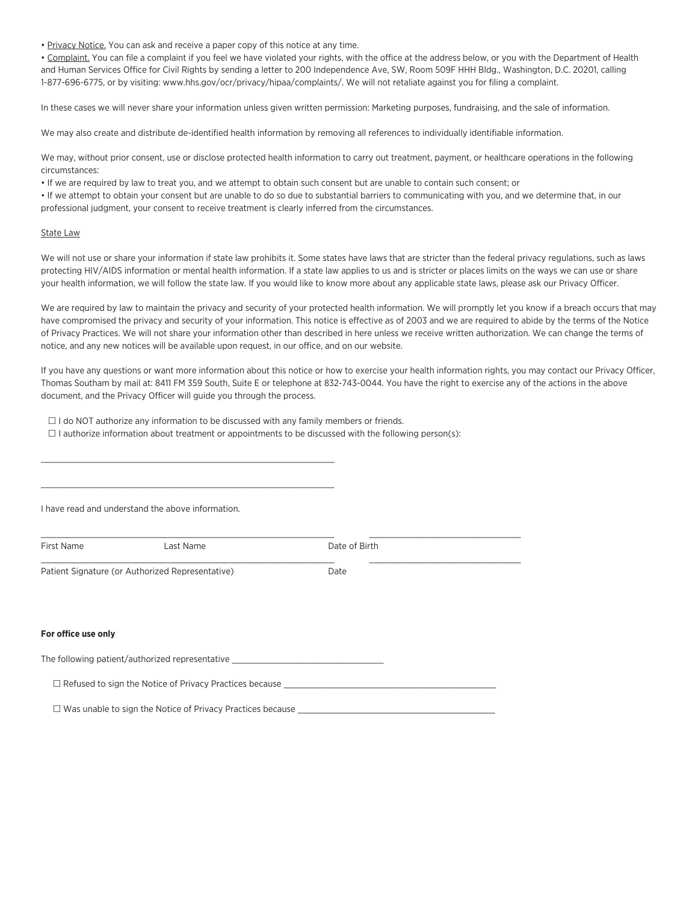- Privacy Notice. You can ask and receive a paper copy of this notice at any time.
- Complaint. You can file a complaint if you feel we have violated your rights, with the office at the address below, or you with the Department of Health and Human Services Office for Civil Rights by sending a letter to 200 Independence Ave, SW, Room 509F HHH Bldg., Washington, D.C. 20201, calling 1-877-696-6775, or by visiting: www.hhs.gov/ocr/privacy/hipaa/complaints/. We will not retaliate against you for filing a complaint.

In these cases we will never share your information unless given written permission: Marketing purposes, fundraising, and the sale of information.

We may also create and distribute de-identified health information by removing all references to individually identifiable information.

We may, without prior consent, use or disclose protected health information to carry out treatment, payment, or healthcare operations in the following circumstances:

- If we are required by law to treat you, and we attempt to obtain such consent but are unable to contain such consent; or
- If we attempt to obtain your consent but are unable to do so due to substantial barriers to communicating with you, and we determine that, in our professional judgment, your consent to receive treatment is clearly inferred from the circumstances.

State Law

We will not use or share your information if state law prohibits it. Some states have laws that are stricter than the federal privacy regulations, such as laws protecting HIV/AIDS information or mental health information. If a state law applies to us and is stricter or places limits on the ways we can use or share your health information, we will follow the state law. If you would like to know more about any applicable state laws, please ask our Privacy Officer.

We are required by law to maintain the privacy and security of your protected health information. We will promptly let you know if a breach occurs that may have compromised the privacy and security of your information. This notice is effective as of 2003 and we are required to abide by the terms of the Notice of Privacy Practices. We will not share your information other than described in here unless we receive written authorization. We can change the terms of notice, and any new notices will be available upon request, in our office, and on our website.

If you have any questions or want more information about this notice or how to exercise your health information rights, you may contact our Privacy Officer, Thomas Southam by mail at: 8411 FM 359 South, Suite E or telephone at 832-743-0044. You have the right to exercise any of the actions in the above document, and the Privacy Officer will guide you through the process.

☐ I do NOT authorize any information to be discussed with any family members or friends.
☐ I authorize information about treatment or appointments to be discussed with the following person(s):

______________________________________________

______________________________________________

I have read and understand the above information.

______________________________________________ ______________________________

First Name Last Name Date of Birth

______________________________________________ ______________________________

Patient Signature (or Authorized Representative) Date

**For office use only**

The following patient/authorized representative ______________________________

☐ Refused to sign the Notice of Privacy Practices because ______________________________________________

☐ Was unable to sign the Notice of Privacy Practices because ______________________________________________